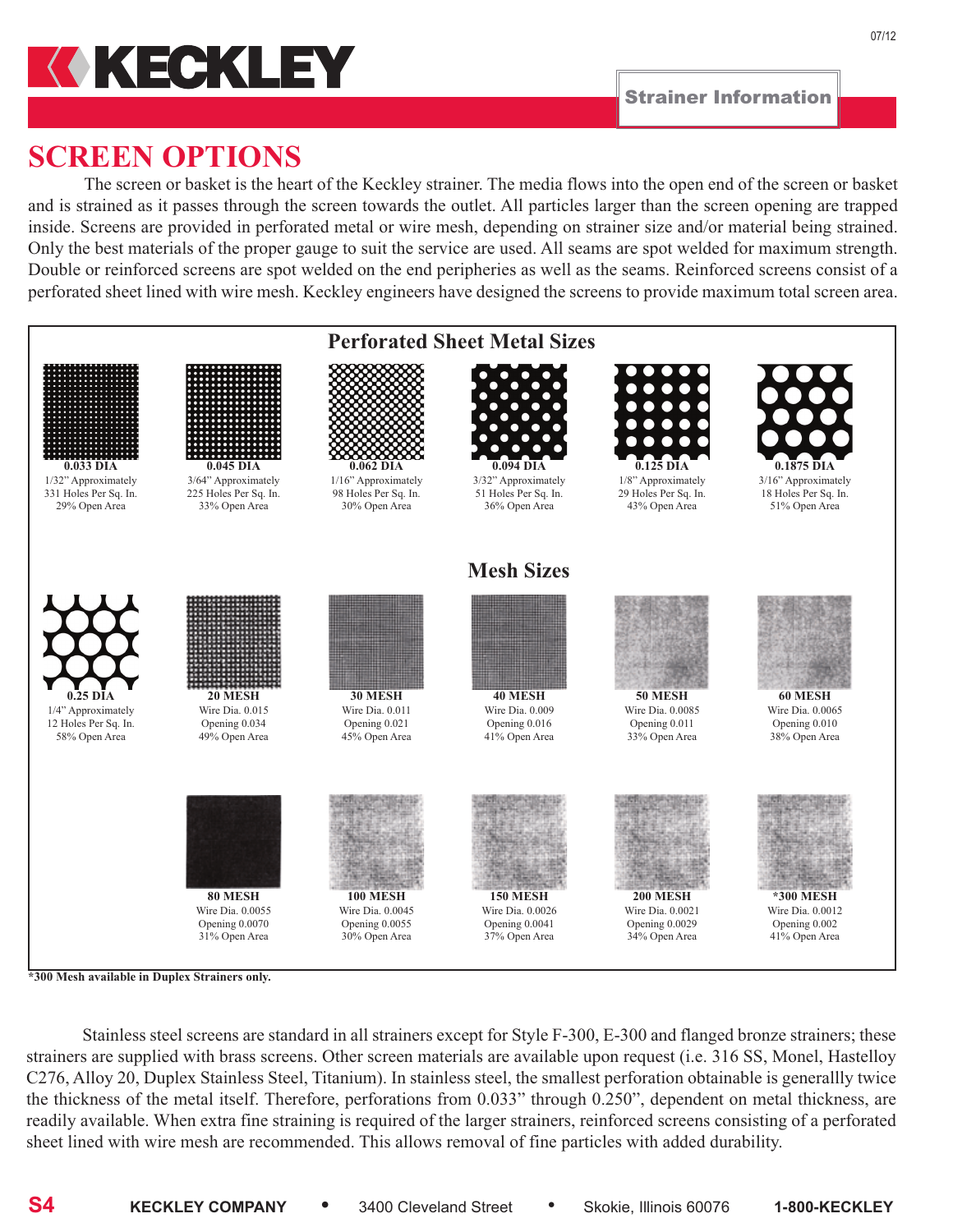# SCREEN OPTIONS

The screen or basket is the heart of the Keckley strainer. The media flows into the open end of the screen or basket and is strained as it passes through the screen towards the outlet. All particles larger than the screen opening are trapped inside. Screens are provided in perforated metal or wire mesh, depending on strainer size and/or material being strained. Only the best materials of the proper gauge to suit the service are used. All seams are spot welded for maximum strength. Double or reinforced screens are spot welded on the end peripheries as well as the seams. Reinforced screens consist of a perforated sheet lined with wire mesh. Keckley engineers have designed the screens to provide maximum total screen area.

## Perforated Sheet Metal Sizes

| Size | Approximate | Holes Per Sq. In. | Open Area |
|---|---|---|---|
| **0.033 DIA** | 1/32" Approximately | 331 Holes Per Sq. In. | 29% Open Area |
| **0.045 DIA** | 3/64" Approximately | 225 Holes Per Sq. In. | 33% Open Area |
| **0.062 DIA** | 1/16" Approximately | 98 Holes Per Sq. In. | 30% Open Area |
| **0.094 DIA** | 3/32" Approximately | 51 Holes Per Sq. In. | 36% Open Area |
| **0.125 DIA** | 1/8" Approximately | 29 Holes Per Sq. In. | 43% Open Area |
| **0.1875 DIA** | 3/16" Approximately | 18 Holes Per Sq. In. | 51% Open Area |
| **0.25 DIA** | 1/4" Approximately | 12 Holes Per Sq. In. | 58% Open Area |

## Mesh Sizes

| Size | Wire Dia. | Opening | Open Area |
|---|---|---|---|
| **20 MESH** | Wire Dia. 0.015 | Opening 0.034 | 49% Open Area |
| **30 MESH** | Wire Dia. 0.011 | Opening 0.021 | 45% Open Area |
| **40 MESH** | Wire Dia. 0.009 | Opening 0.016 | 41% Open Area |
| **50 MESH** | Wire Dia. 0.0085 | Opening 0.011 | 33% Open Area |
| **60 MESH** | Wire Dia. 0.0065 | Opening 0.010 | 38% Open Area |
| **80 MESH** | Wire Dia. 0.0055 | Opening 0.0070 | 31% Open Area |
| **100 MESH** | Wire Dia. 0.0045 | Opening 0.0055 | 30% Open Area |
| **150 MESH** | Wire Dia. 0.0026 | Opening 0.0041 | 37% Open Area |
| **200 MESH** | Wire Dia. 0.0021 | Opening 0.0029 | 34% Open Area |
| **\*300 MESH** | Wire Dia. 0.0012 | Opening 0.002 | 41% Open Area |

**\*300 Mesh available in Duplex Strainers only.**

Stainless steel screens are standard in all strainers except for Style F-300, E-300 and flanged bronze strainers; these strainers are supplied with brass screens. Other screen materials are available upon request (i.e. 316 SS, Monel, Hastelloy C276, Alloy 20, Duplex Stainless Steel, Titanium). In stainless steel, the smallest perforation obtainable is generallly twice the thickness of the metal itself. Therefore, perforations from 0.033" through 0.250", dependent on metal thickness, are readily available. When extra fine straining is required of the larger strainers, reinforced screens consisting of a perforated sheet lined with wire mesh are recommended. This allows removal of fine particles with added durability.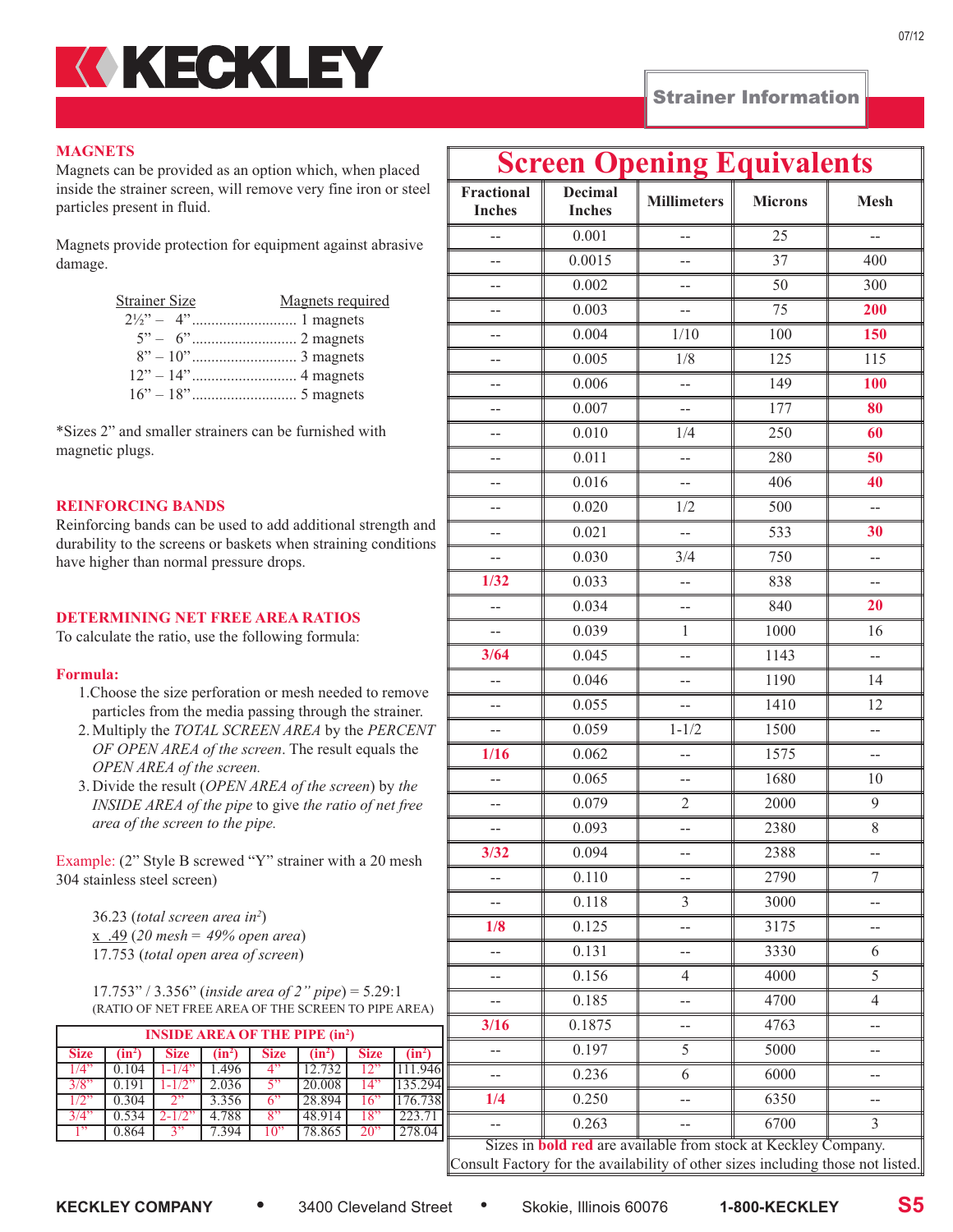# KECKLEY

## Strainer Information

### MAGNETS

Magnets can be provided as an option which, when placed inside the strainer screen, will remove very fine iron or steel particles present in fluid.

Magnets provide protection for equipment against abrasive damage.

| Strainer Size | Magnets required |
|---|---|
| 2½" – 4" | 1 magnets |
| 5" – 6" | 2 magnets |
| 8" – 10" | 3 magnets |
| 12" – 14" | 4 magnets |
| 16" – 18" | 5 magnets |

*Sizes 2" and smaller strainers can be furnished with magnetic plugs.

### REINFORCING BANDS

Reinforcing bands can be used to add additional strength and durability to the screens or baskets when straining conditions have higher than normal pressure drops.

### DETERMINING NET FREE AREA RATIOS

To calculate the ratio, use the following formula:

**Formula:**

1. Choose the size perforation or mesh needed to remove particles from the media passing through the strainer.
2. Multiply the *TOTAL SCREEN AREA* by the *PERCENT OF OPEN AREA of the screen*. The result equals the *OPEN AREA of the screen.*
3. Divide the result (*OPEN AREA of the screen*) by *the INSIDE AREA of the pipe* to give *the ratio of net free area of the screen to the pipe.*

Example: (2" Style B screwed "Y" strainer with a 20 mesh 304 stainless steel screen)

36.23 (*total screen area in²*)
x .49 (*20 mesh = 49% open area*)
17.753 (*total open area of screen*)

17.753" / 3.356" (*inside area of 2" pipe*) = 5.29:1
(RATIO OF NET FREE AREA OF THE SCREEN TO PIPE AREA)

| INSIDE AREA OF THE PIPE (in²) | | | | | | | |
|---|---|---|---|---|---|---|---|
| Size | (in²) | Size | (in²) | Size | (in²) | Size | (in²) |
| 1/4" | 0.104 | 1-1/4" | 1.496 | 4" | 12.732 | 12" | 111.946 |
| 3/8" | 0.191 | 1-1/2" | 2.036 | 5" | 20.008 | 14" | 135.294 |
| 1/2" | 0.304 | 2" | 3.356 | 6" | 28.894 | 16" | 176.738 |
| 3/4" | 0.534 | 2-1/2" | 4.788 | 8" | 48.914 | 18" | 223.71 |
| 1" | 0.864 | 3" | 7.394 | 10" | 78.865 | 20" | 278.04 |

## Screen Opening Equivalents

| Fractional Inches | Decimal Inches | Millimeters | Microns | Mesh |
|---|---|---|---|---|
| -- | 0.001 | -- | 25 | -- |
| -- | 0.0015 | -- | 37 | 400 |
| -- | 0.002 | -- | 50 | 300 |
| -- | 0.003 | -- | 75 | **200** |
| -- | 0.004 | 1/10 | 100 | **150** |
| -- | 0.005 | 1/8 | 125 | 115 |
| -- | 0.006 | -- | 149 | **100** |
| -- | 0.007 | -- | 177 | **80** |
| -- | 0.010 | 1/4 | 250 | **60** |
| -- | 0.011 | -- | 280 | **50** |
| -- | 0.016 | -- | 406 | **40** |
| -- | 0.020 | 1/2 | 500 | -- |
| -- | 0.021 | -- | 533 | **30** |
| -- | 0.030 | 3/4 | 750 | -- |
| **1/32** | 0.033 | -- | 838 | -- |
| -- | 0.034 | -- | 840 | **20** |
| -- | 0.039 | 1 | 1000 | 16 |
| **3/64** | 0.045 | -- | 1143 | -- |
| -- | 0.046 | -- | 1190 | 14 |
| -- | 0.055 | -- | 1410 | 12 |
| -- | 0.059 | 1-1/2 | 1500 | -- |
| **1/16** | 0.062 | -- | 1575 | -- |
| -- | 0.065 | -- | 1680 | 10 |
| -- | 0.079 | 2 | 2000 | 9 |
| -- | 0.093 | -- | 2380 | 8 |
| **3/32** | 0.094 | -- | 2388 | -- |
| -- | 0.110 | -- | 2790 | 7 |
| -- | 0.118 | 3 | 3000 | -- |
| **1/8** | 0.125 | -- | 3175 | -- |
| -- | 0.131 | -- | 3330 | 6 |
| -- | 0.156 | 4 | 4000 | 5 |
| -- | 0.185 | -- | 4700 | 4 |
| **3/16** | 0.1875 | -- | 4763 | -- |
| -- | 0.197 | 5 | 5000 | -- |
| -- | 0.236 | 6 | 6000 | -- |
| **1/4** | 0.250 | -- | 6350 | -- |
| -- | 0.263 | -- | 6700 | 3 |

Sizes in **bold red** are available from stock at Keckley Company.
Consult Factory for the availability of other sizes including those not listed.

KECKLEY COMPANY • 3400 Cleveland Street • Skokie, Illinois 60076 **1-800-KECKLEY**